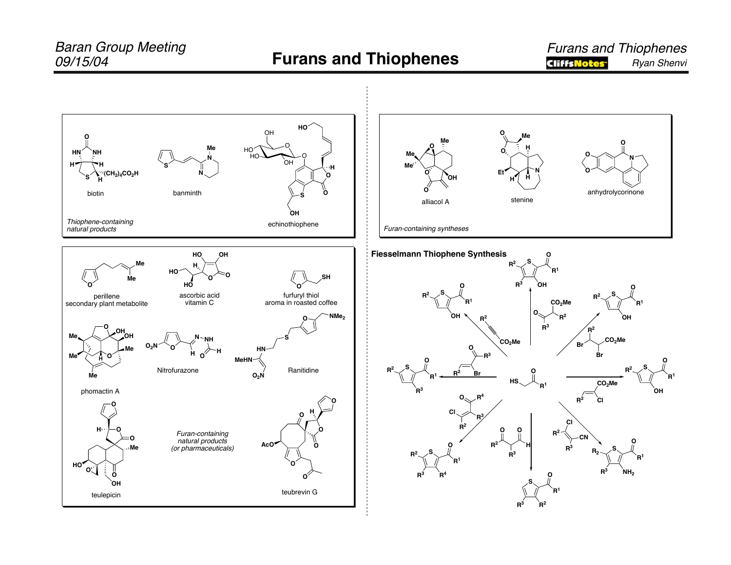# Furans and Thiophenes

biotin

banminth

echinothiophene

*Thiophene-containing natural products*

perillene
secondary plant metabolite

ascorbic acid
vitamin C

furfuryl thiol
aroma in roasted coffee

phomactin A

Nitrofurazone

Ranitidine

teulepicin

*Furan-containing natural products (or pharmaceuticals)*

teubrevin G

alliacol A

stenine

anhydrolycorinone

*Furan-containing syntheses*

## Fiesselmann Thiophene Synthesis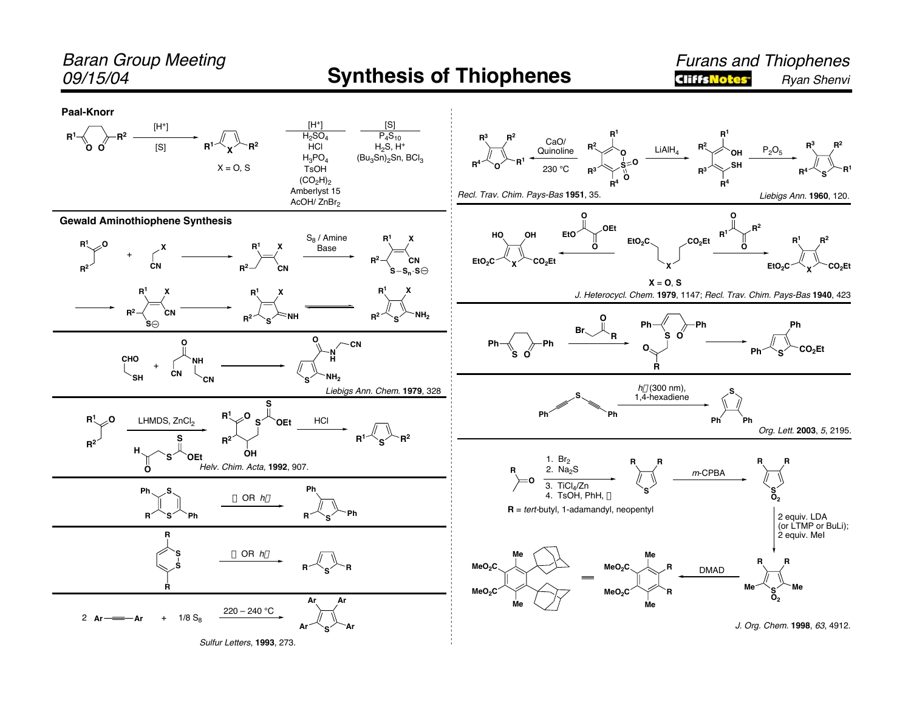# Synthesis of Thiophenes

## Paal-Knorr

$R^1$–CO–CH$_2$CH$_2$–CO–$R^2$ → ([H$^+$] / [S]) → 2,5-disubstituted heterocycle ($R^1$, $R^2$), X = O, S

| [H$^+$] | [S] |
|---|---|
| $H_2SO_4$ | $P_4S_{10}$ |
| HCl | $H_2S$, $H^+$ |
| $H_3PO_4$ | $(Bu_3Sn)_2Sn$, $BCl_3$ |
| TsOH | |
| $(CO_2H)_2$ | |
| Amberlyst 15 | |
| AcOH/ $ZnBr_2$ | |

## Gewald Aminothiophene Synthesis

$R^1$C(=O)CH$_2R^2$ + X–CH$_2$–CN → alkylidene nitrile → ($S_8$ / Amine Base) → $R^2$–C(S–$S_n$–S$^-$)=C(X)CN → thiolate → iminothiolane ⇌ 2-aminothiophene

CHO–CH$_2$–SH + NC–CH$_2$–C(O)–NH–CH$_2$–CN → 2-amino-thiophene-3-carboxamide (N-cyanomethyl)

*Liebigs Ann. Chem.* **1979**, 328

$R^1$C(=O)CH$_2R^2$ → (LHMDS, $ZnCl_2$; H–C(O)–CH$_2$–S–C(S)OEt) → aldol adduct (OH, S–C(S)OEt) → (HCl) → 2,5-disubstituted thiophene ($R^1$, $R^2$)

*Helv. Chim. Acta*, **1992**, 907.

1,4-dithiin (Ph, R, Ph) → (Δ OR $h\nu$) → thiophene (Ph, R, Ph)

1,2-dithiin (R, R) → (Δ OR $h\nu$) → 2,5-R$_2$-thiophene

2 Ar–C≡C–Ar + 1/8 $S_8$ → (220 – 240 °C) → tetraarylthiophene

*Sulfur Letters*, **1993**, 273.

---

Furan ($R^1$–$R^4$) ← (CaO/ Quinoline, 230 °C) ← cyclic sulfonate ($R^1$–$R^4$) → ($LiAlH_4$) → enol/thiol ($R^1$–$R^4$, OH, SH) → ($P_2O_5$) → thiophene ($R^1$–$R^4$)

*Recl. Trav. Chim. Pays-Bas* **1951**, 35. *Liebigs Ann.* **1960**, 120.

3,4-dihydroxy-2,5-bis(ethoxycarbonyl) heterocycle ← (EtO–CO–CO–OEt) ← $EtO_2C$CH$_2$–X–CH$_2CO_2Et$ → ($R^1$–CO–CO–$R^2$) → 3-$R^1$-4-$R^2$-2,5-bis($CO_2Et$) heterocycle

X = O, S

*J. Heterocycl. Chem.* **1979**, 1147; *Recl. Trav. Chim. Pays-Bas* **1940**, 423

Ph–C(=S)–CH$_2$CH$_2$–C(=O)–Ph → (Br–CH$_2$–C(O)R) → S-alkylated enethiol → 2-Ph-4-Ph-thiophene-5-$CO_2Et$

Ph–C≡C–S–C≡C–Ph → ($h\nu$ (300 nm), 1,4-hexadiene) → 3,4-diphenylthiophene

*Org. Lett.* **2003**, *5*, 2195.

R–C(O)–CH$_3$ → (1. $Br_2$ 2. $Na_2S$ 3. $TiCl_4$/Zn 4. TsOH, PhH, Δ) → 3,4-R$_2$-thiophene → (*m*-CPBA) → thiophene $S,S$-dioxide → (2 equiv. LDA (or LTMP or BuLi); 2 equiv. MeI) → 2,5-dimethyl thiophene dioxide → (DMAD) → dimethyl 3,6-dimethyl-4,5-R$_2$-phthalate

R = *tert*-butyl, 1-adamandyl, neopentyl

*J. Org. Chem.* **1998**, *63*, 4912.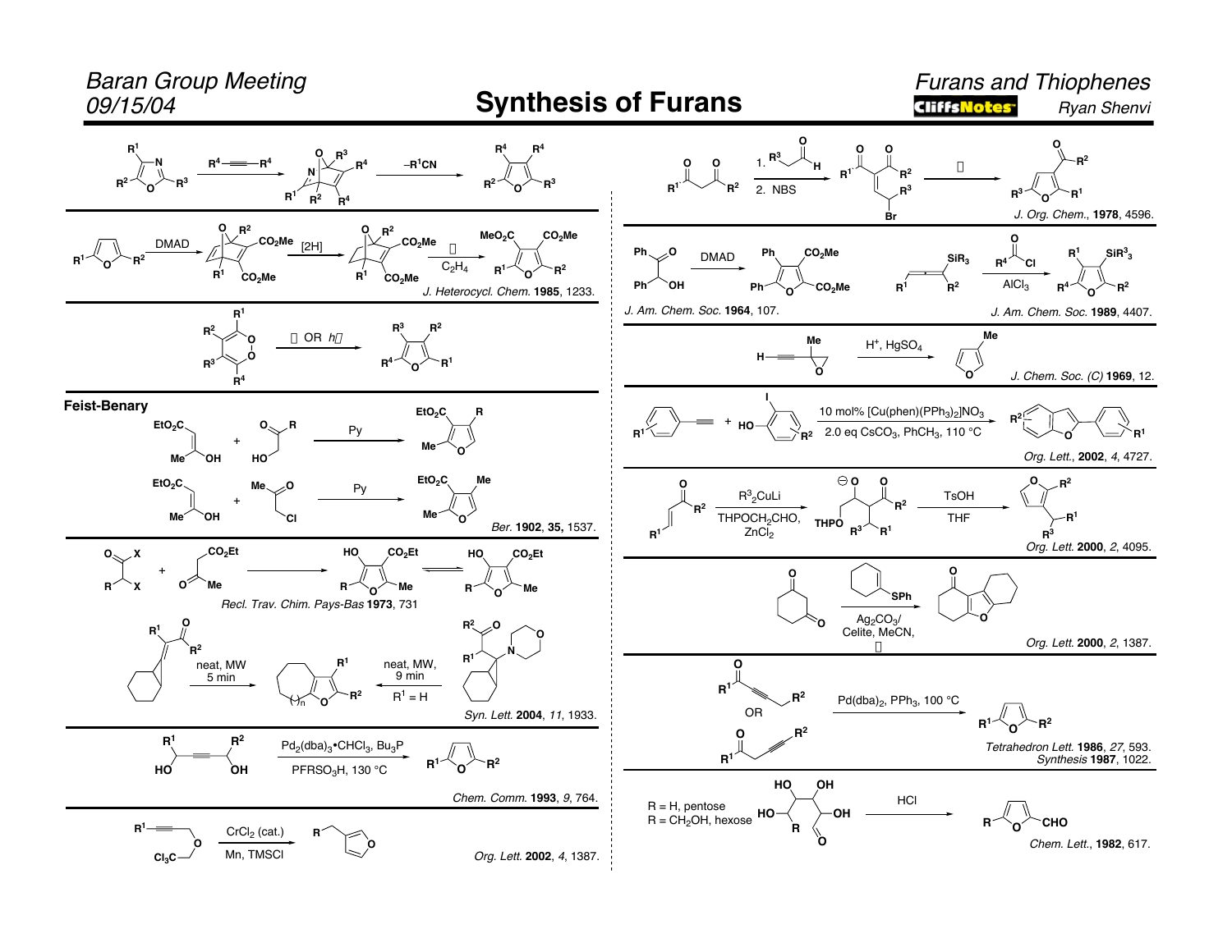# Synthesis of Furans

$R^4 \equiv R^4$; $-R^1CN$

DMAD; [2H]; Δ, $C_2H_4$

*J. Heterocycl. Chem.* **1985**, 1233.

Δ OR *hν*

**Feist-Benary**

Py

Py

*Ber.* **1902**, **35**, 1537.

*Recl. Trav. Chim. Pays-Bas* **1973**, 731

neat, MW 5 min

neat, MW, 9 min; $R^1$ = H

*Syn. Lett.* **2004**, *11*, 1933.

$Pd_2(dba)_3{\bullet}CHCl_3$, $Bu_3P$; $PFRSO_3H$, 130 °C

*Chem. Comm.* **1993**, *9*, 764.

$CrCl_2$ (cat.); Mn, TMSCl

*Org. Lett.* **2002**, *4*, 1387.

1. $R^3CH_2CHO$; 2. NBS; Δ

*J. Org. Chem.*, **1978**, 4596.

DMAD

*J. Am. Chem. Soc.* **1964**, 107.

$R^4COCl$; $AlCl_3$

*J. Am. Chem. Soc.* **1989**, 4407.

$H^+$, $HgSO_4$

*J. Chem. Soc. (C)* **1969**, 12.

10 mol% $[Cu(phen)(PPh_3)_2]NO_3$; 2.0 eq $CsCO_3$, $PhCH_3$, 110 °C

*Org. Lett.*, **2002**, *4*, 4727.

$R^3{}_2CuLi$; $THPOCH_2CHO$, $ZnCl_2$; TsOH, THF

*Org. Lett.* **2000**, *2*, 4095.

$Ag_2CO_3$/Celite, MeCN, Δ

*Org. Lett.* **2000**, *2*, 1387.

OR

$Pd(dba)_2$, $PPh_3$, 100 °C

*Tetrahedron Lett.* **1986**, *27*, 593.
*Synthesis* **1987**, 1022.

R = H, pentose
R = $CH_2OH$, hexose

HCl

*Chem. Lett.*, **1982**, 617.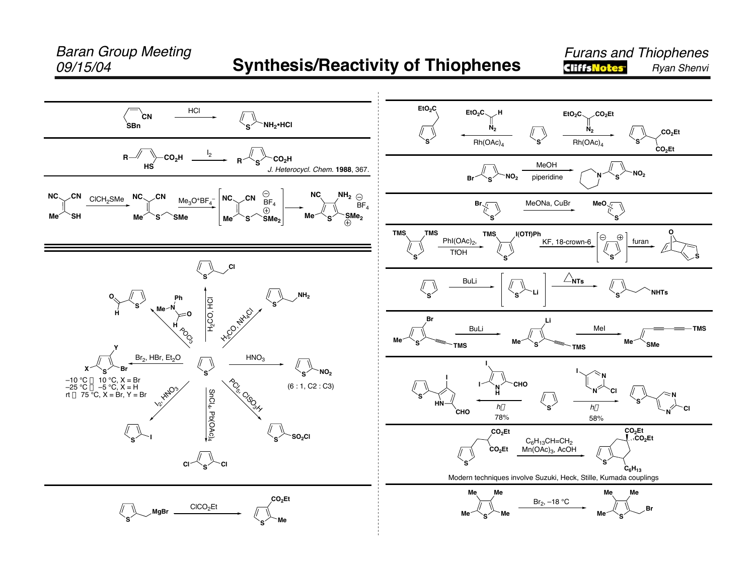# Synthesis/Reactivity of Thiophenes

Furans and Thiophenes — Ryan Shenvi

Baran Group Meeting 09/15/04

$HCl$ → $NH_2{\bullet}HCl$

$I_2$ — R, $CO_2H$, HS → R, $CO_2H$

*J. Heterocycl. Chem.* **1988**, 367.

NC, CN, Me, SH — $ClCH_2SMe$ → NC, CN, Me, S, SMe — $Me_3O^+BF_4^-$ → [NC, CN, Me, S, $SMe_2$, $BF_4^-$] → NC, $NH_2$, Me, $SMe_2^+$, $BF_4^-$

Reactions of thiophene:

- $H_2CO$, $HCl$ → 2-(chloromethyl)thiophene
- $H_2CO$, $NH_4Cl$ → 2-(aminomethyl)thiophene
- Ph–N(Me)–CHO, $POCl_3$ → thiophene-2-carbaldehyde
- $Br_2$, $HBr$, $Et_2O$ → X, Y, Br substituted thiophene
  - –10 °C → 10 °C, X = Br
  - –25 °C → –5 °C, X = H
  - rt → 75 °C, X = Br, Y = Br
- $HNO_3$ → 2-nitrothiophene (6 : 1, C2 : C3)
- $I_2$, $HNO_3$ → 2-iodothiophene
- $SnCl_4$, $Pb(OAc)_4$ → 2,5-dichlorothiophene
- $PCl_5$, $ClSO_3H$ → thiophene-2-sulfonyl chloride

2-thienylmethyl-MgBr — $ClCO_2Et$ → $CO_2Et$, Me

$EtO_2C$(H)C=$N_2$, $Rh(OAc)_4$ → 3-thienyl-$CH_2CO_2Et$

$EtO_2C$(CO_2Et)C=$N_2$, $Rh(OAc)_4$ → 2-thienyl-CH($CO_2Et$)$_2$

Br, $NO_2$ — MeOH, piperidine → N-piperidinyl, $NO_2$

Br — MeONa, CuBr → MeO

TMS, TMS — $PhI(OAc)_2$, TfOH → TMS, I(OTf)Ph — KF, 18-crown-6 → [3,4-didehydrothiophene] — furan → cycloadduct

Thiophene — BuLi → [2-lithiothiophene] — N-Ts aziridine → 2-thienyl-$CH_2CH_2$NHTs

Br, Me, TMS alkynyl thiophene — BuLi → Li — MeI → Me, SMe, TMS diyne

Thiophene + I, I, N-H pyrrole CHO — $h\nu$, 78% → thienyl pyrrole (I, HN, CHO)

Thiophene + 5-iodo-2-chloropyrimidine — $h\nu$, 58% → 5-(2-thienyl)-2-chloropyrimidine

3-thienyl-$CH_2CH(CO_2Et)_2$ — $C_6H_{13}CH{=}CH_2$, $Mn(OAc)_3$, AcOH → $CO_2Et$, $CO_2Et$, $C_6H_{13}$

Modern techniques involve Suzuki, Heck, Stille, Kumada couplings

Me, Me, Me, Me tetramethylthiophene — $Br_2$, –18 °C → Me, Me, Me, $CH_2Br$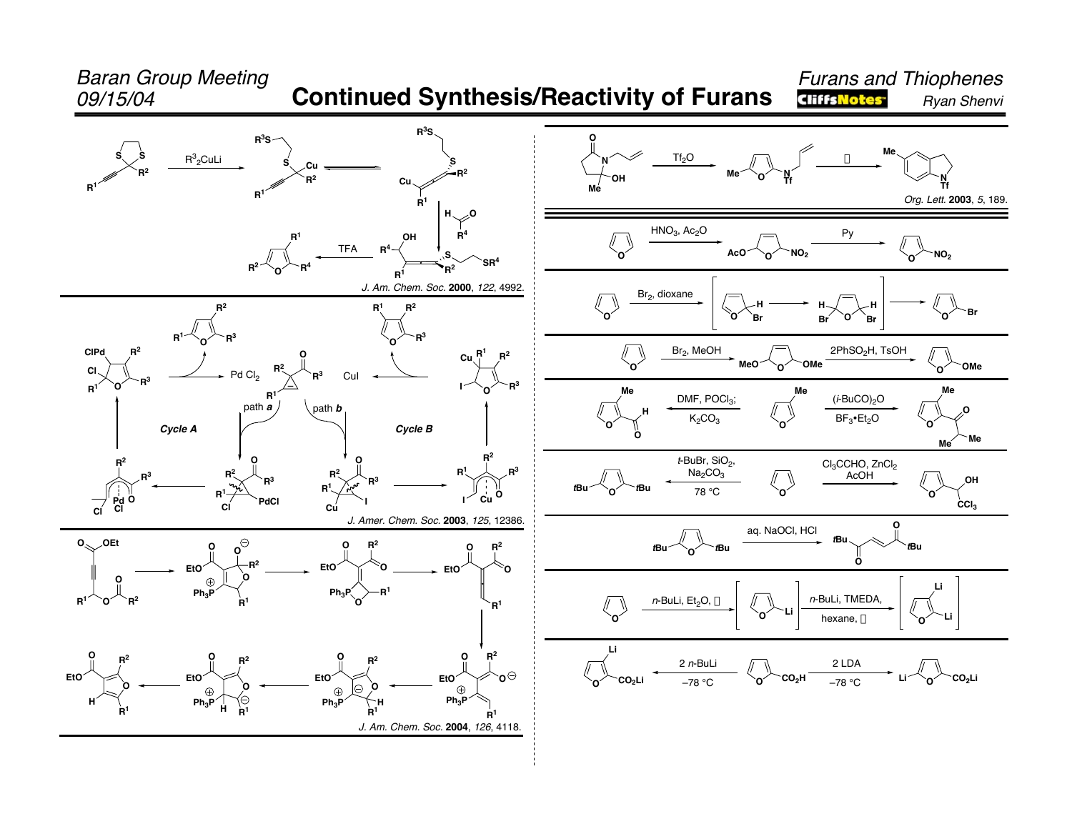# Continued Synthesis/Reactivity of Furans

$R^3{}_2CuLi$

TFA

$R^4CHO$

*J. Am. Chem. Soc.* **2000**, *122*, 4992.

$PdCl_2$

CuI

path ***a***

path ***b***

***Cycle A***

***Cycle B***

*J. Amer. Chem. Soc.* **2003**, *125*, 12386.

*J. Am. Chem. Soc.* **2004**, *126*, 4118.

$Tf_2O$

*Org. Lett.* **2003**, *5*, 189.

$HNO_3$, $Ac_2O$

Py

$Br_2$, dioxane

$Br_2$, MeOH

$2PhSO_2H$, TsOH

DMF, $POCl_3$; $K_2CO_3$

$(i\text{-}BuCO)_2O$, $BF_3{\bullet}Et_2O$

*t*-BuBr, $SiO_2$, $Na_2CO_3$, 78 °C

$Cl_3CCHO$, $ZnCl_2$, AcOH

aq. NaOCl, HCl

*n*-BuLi, $Et_2O$

*n*-BuLi, TMEDA, hexane

2 *n*-BuLi, –78 °C

2 LDA, –78 °C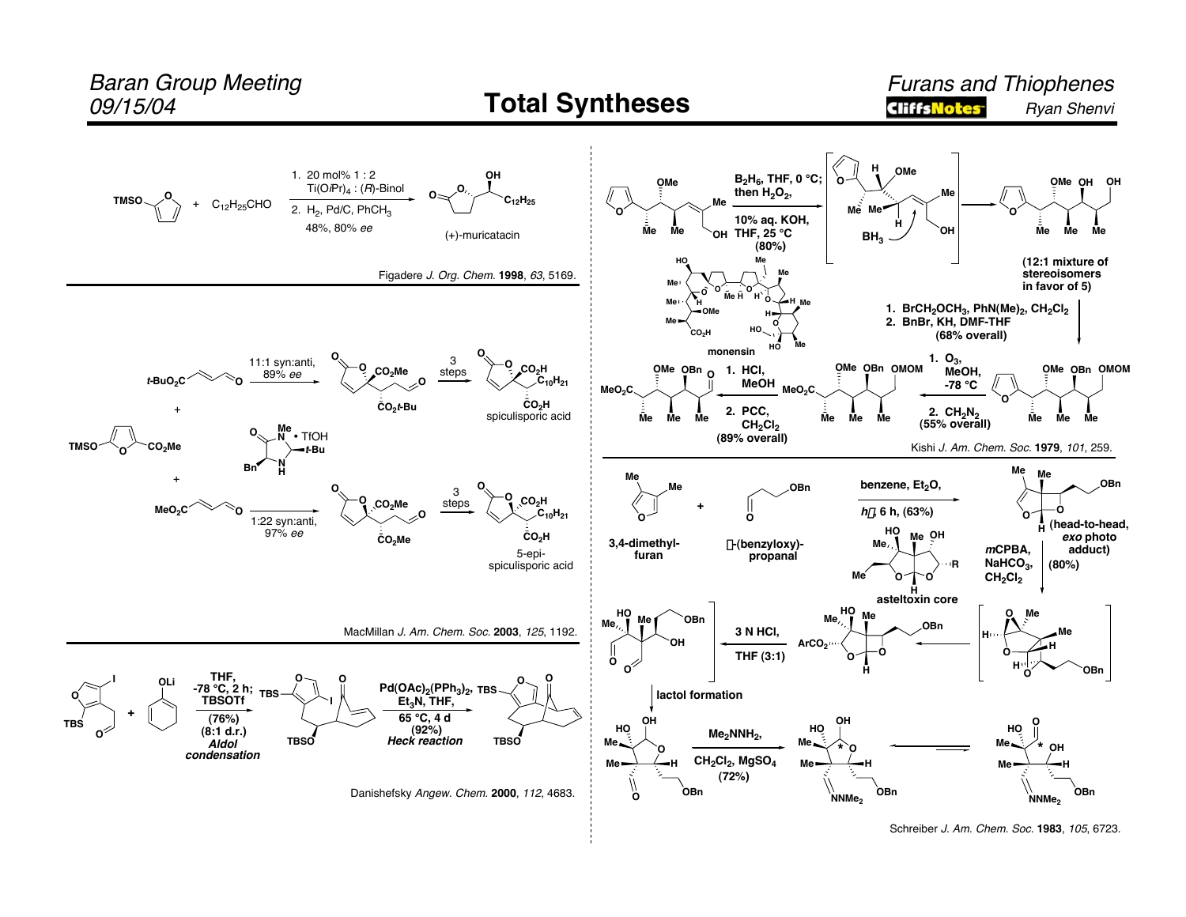# Total Syntheses

## Furans and Thiophenes

TMSO-furan + $C_{12}H_{25}CHO$

1. 20 mol% 1 : 2 $Ti(OiPr)_4$ : (*R*)-Binol
2. $H_2$, Pd/C, $PhCH_3$

48%, 80% *ee*

(+)-muricatacin

Figadere *J. Org. Chem.* **1998**, *63*, 5169.

---

$t$-$BuO_2C$–CH=CH–CHO + TMSO-furan-$CO_2Me$ + imidazolidinone catalyst (• TfOH)

11:1 syn:anti, 89% *ee* → lactone ($CO_2Me$, $CO_2t$-Bu) → 3 steps → spiculisporic acid

$MeO_2C$–CH=CH–CHO: 1:22 syn:anti, 97% *ee* → lactone ($CO_2Me$, $CO_2Me$) → 3 steps → 5-epi-spiculisporic acid

MacMillan *J. Am. Chem. Soc.* **2003**, *125*, 1192.

---

THF, -78 °C, 2 h; TBSOTf (76%) (8:1 d.r.) *Aldol condensation*

$Pd(OAc)_2(PPh_3)_2$, $Et_3N$, THF, 65 °C, 4 d (92%) *Heck reaction*

Danishefsky *Angew. Chem.* **2000**, *112*, 4683.

---

$B_2H_6$, THF, 0 °C; then $H_2O_2$, 10% aq. KOH, THF, 25 °C (80%)

(12:1 mixture of stereoisomers in favor of 5)

1. $BrCH_2OCH_3$, $PhN(Me)_2$, $CH_2Cl_2$
2. BnBr, KH, DMF-THF (68% overall)

1. $O_3$, MeOH, -78 °C
2. $CH_2N_2$ (55% overall)

1. HCl, MeOH
2. PCC, $CH_2Cl_2$ (89% overall)

monensin

Kishi *J. Am. Chem. Soc.* **1979**, *101*, 259.

---

3,4-dimethylfuran + β-(benzyloxy)propanal

benzene, $Et_2O$, *h*ν, 6 h, (63%)

(head-to-head, *exo* photo adduct)

*m*CPBA, $NaHCO_3$, $CH_2Cl_2$ (80%)

asteltoxin core

3 N HCl, THF (3:1)

lactol formation

$Me_2NNH_2$, $CH_2Cl_2$, $MgSO_4$ (72%)

Schreiber *J. Am. Chem. Soc.* **1983**, *105*, 6723.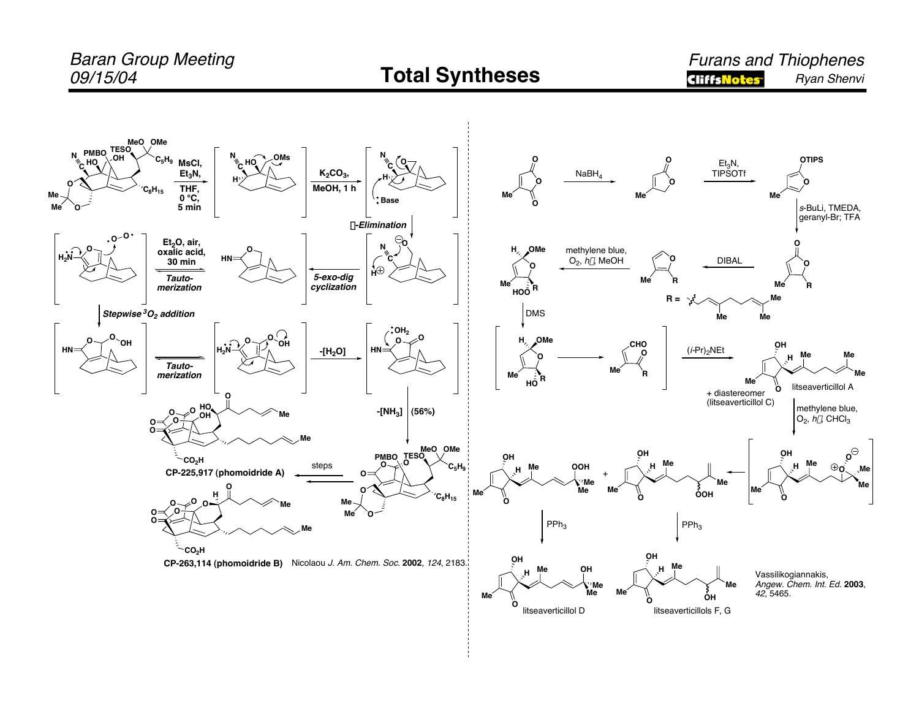# Total Syntheses

MsCl, $Et_3N$, THF, 0 °C, 5 min

$K_2CO_3$, MeOH, 1 h

Base

β-Elimination

5-exo-dig cyclization

$Et_2O$, air, oxalic acid, 30 min

Tauto-merization

Stepwise $^3O_2$ addition

Tauto-merization

-[$H_2O$]

-[$NH_3$] (56%)

steps

CP-225,917 (phomoidride A)

CP-263,114 (phomoidride B)

Nicolaou *J. Am. Chem. Soc.* **2002**, *124*, 2183.

$NaBH_4$

$Et_3N$, TIPSOTf

*s*-BuLi, TMEDA, geranyl-Br; TFA

DIBAL

methylene blue, $O_2$, *hν*, MeOH

DMS

($i$-Pr)$_2$NEt

litseaverticillol A

+ diastereomer (litseaverticillol C)

methylene blue, $O_2$, *hν*, $CHCl_3$

$PPh_3$

$PPh_3$

litseaverticillol D

litseaverticillols F, G

Vassilikogiannakis, *Angew. Chem. Int. Ed.* **2003**, *42*, 5465.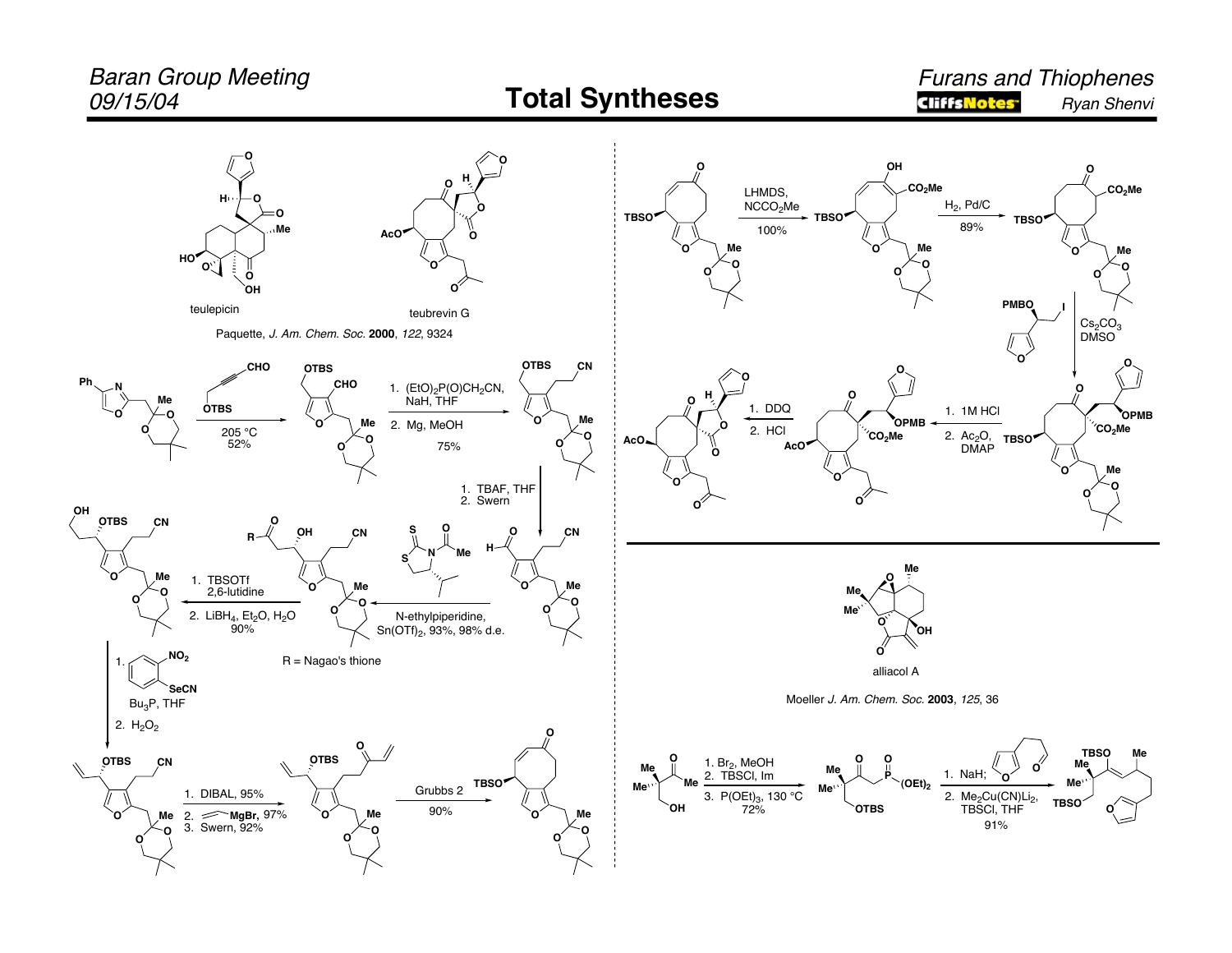## Total Syntheses

teulepicin

teubrevin G

Paquette, *J. Am. Chem. Soc.* **2000**, *122*, 9324

OTBS, CHO; 205 °C, 52%

1. $(EtO)_2P(O)CH_2CN$, NaH, THF
2. Mg, MeOH
75%

1. TBAF, THF
2. Swern

N-ethylpiperidine, $Sn(OTf)_2$, 93%, 98% d.e.

R = Nagao's thione

1. TBSOTf, 2,6-lutidine
2. $LiBH_4$, $Et_2O$, $H_2O$
90%

1. $NO_2$, SeCN, $Bu_3P$, THF
2. $H_2O_2$

1. DIBAL, 95%
2. MgBr, 97%
3. Swern, 92%

Grubbs 2
90%

LHMDS, $NCCO_2Me$
100%

$H_2$, Pd/C
89%

PMBO, I; $Cs_2CO_3$, DMSO

1. 1M HCl
2. $Ac_2O$, DMAP

1. DDQ
2. HCl

alliacol A

Moeller *J. Am. Chem. Soc.* **2003**, *125*, 36

1. $Br_2$, MeOH
2. TBSCl, Im
3. $P(OEt)_3$, 130 °C
72%

1. NaH;
2. $Me_2Cu(CN)Li_2$, TBSCl, THF
91%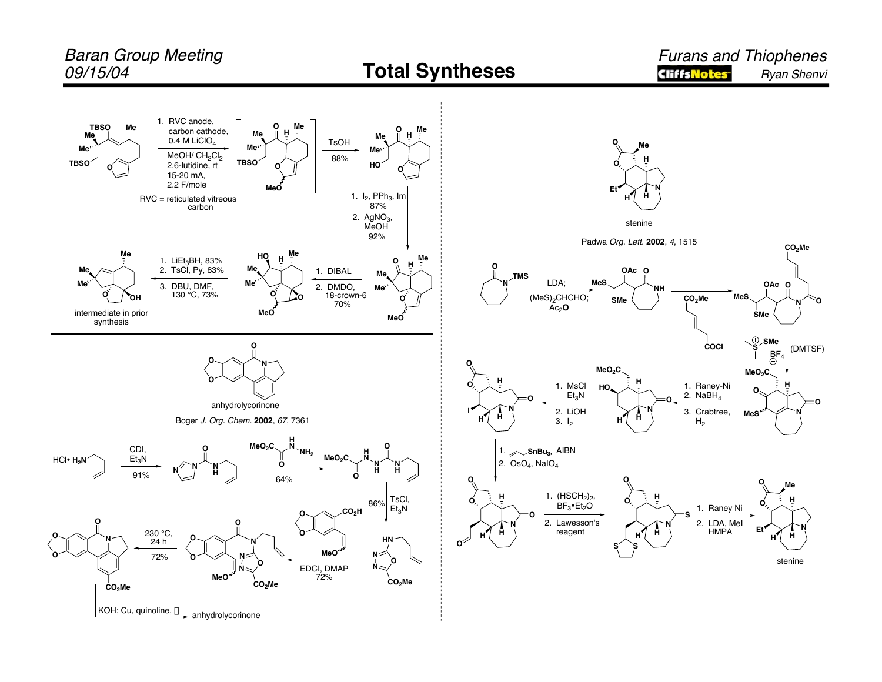# Total Syntheses

1. RVC anode, carbon cathode, 0.4 M $LiClO_4$, MeOH/ $CH_2Cl_2$, 2,6-lutidine, rt, 15-20 mA, 2.2 F/mole

RVC = reticulated vitreous carbon

TsOH 88%

1. $I_2$, $PPh_3$, Im 87%
2. $AgNO_3$, MeOH 92%

1. DIBAL
2. DMDO, 18-crown-6 70%

1. $LiEt_3BH$, 83%
2. TsCl, Py, 83%
3. DBU, DMF, 130 °C, 73%

intermediate in prior synthesis

anhydrolycorinone

Boger *J. Org. Chem.* **2002**, *67*, 7361

CDI, $Et_3N$ 91%

64%

$86\%$ TsCl, $Et_3N$

EDCI, DMAP 72%

230 °C, 24 h 72%

KOH; Cu, quinoline, Δ → anhydrolycorinone

stenine

Padwa *Org. Lett.* **2002**, *4*, 1515

LDA; $(MeS)_2CHCHO$; $Ac_2O$

(DMTSF)

1. Raney-Ni
2. $NaBH_4$
3. Crabtree, $H_2$

1. MsCl $Et_3N$
2. LiOH
3. $I_2$

1. $SnBu_3$, AIBN
2. $OsO_4$, $NaIO_4$

1. $(HSCH_2)_2$, $BF_3 \cdot Et_2O$
2. Lawesson's reagent

1. Raney Ni
2. LDA, MeI HMPA

stenine